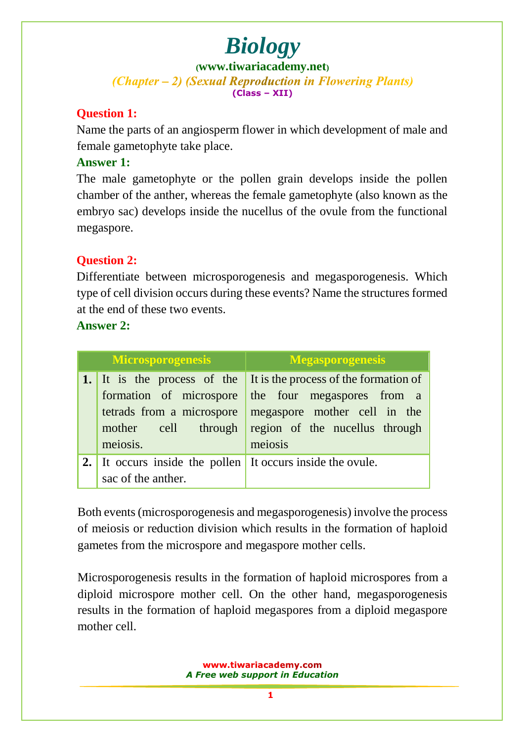# Biology

**(www.tiwariacademy.net)**

***(Chapter – 2) (Sexual Reproduction in Flowering Plants)***

**(Class – XII)**

**Question 1:**

Name the parts of an angiosperm flower in which development of male and female gametophyte take place.

**Answer 1:**

The male gametophyte or the pollen grain develops inside the pollen chamber of the anther, whereas the female gametophyte (also known as the embryo sac) develops inside the nucellus of the ovule from the functional megaspore.

**Question 2:**

Differentiate between microsporogenesis and megasporogenesis. Which type of cell division occurs during these events? Name the structures formed at the end of these two events.

**Answer 2:**

| | Microsporogenesis | Megasporogenesis |
|---|---|---|
| **1.** | It is the process of the formation of microspore tetrads from a microspore mother cell through meiosis. | It is the process of the formation of the four megaspores from a megaspore mother cell in the region of the nucellus through meiosis |
| **2.** | It occurs inside the pollen sac of the anther. | It occurs inside the ovule. |

Both events (microsporogenesis and megasporogenesis) involve the process of meiosis or reduction division which results in the formation of haploid gametes from the microspore and megaspore mother cells.

Microsporogenesis results in the formation of haploid microspores from a diploid microspore mother cell. On the other hand, megasporogenesis results in the formation of haploid megaspores from a diploid megaspore mother cell.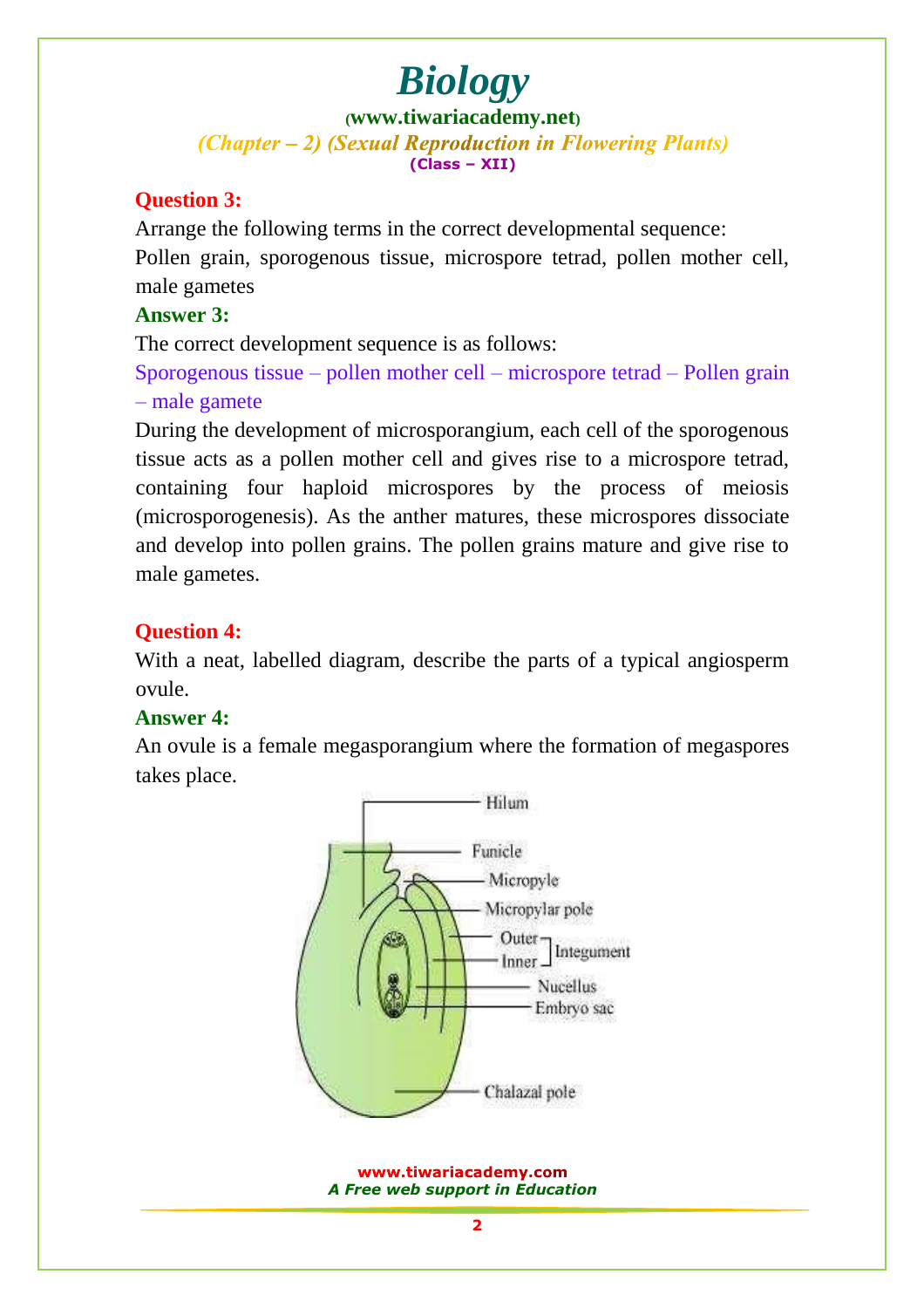**Question 3:**

Arrange the following terms in the correct developmental sequence:

Pollen grain, sporogenous tissue, microspore tetrad, pollen mother cell, male gametes

**Answer 3:**

The correct development sequence is as follows:

Sporogenous tissue – pollen mother cell – microspore tetrad – Pollen grain – male gamete

During the development of microsporangium, each cell of the sporogenous tissue acts as a pollen mother cell and gives rise to a microspore tetrad, containing four haploid microspores by the process of meiosis (microsporogenesis). As the anther matures, these microspores dissociate and develop into pollen grains. The pollen grains mature and give rise to male gametes.

**Question 4:**

With a neat, labelled diagram, describe the parts of a typical angiosperm ovule.

**Answer 4:**

An ovule is a female megasporangium where the formation of megaspores takes place.

Hilum

Funicle

Micropyle

Micropylar pole

Outer / Inner — Integument

Nucellus

Embryo sac

Chalazal pole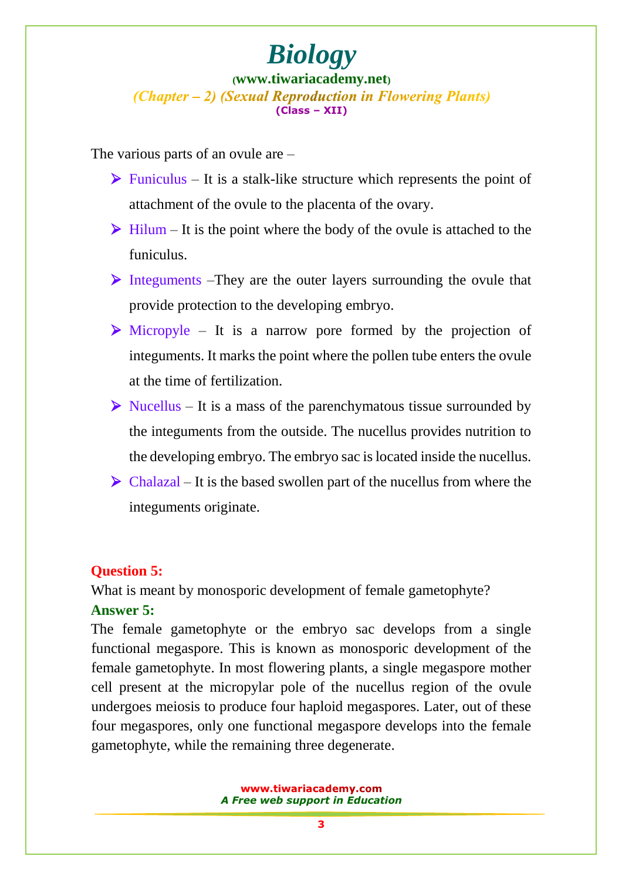The various parts of an ovule are –

- Funiculus – It is a stalk-like structure which represents the point of attachment of the ovule to the placenta of the ovary.
- Hilum – It is the point where the body of the ovule is attached to the funiculus.
- Integuments –They are the outer layers surrounding the ovule that provide protection to the developing embryo.
- Micropyle – It is a narrow pore formed by the projection of integuments. It marks the point where the pollen tube enters the ovule at the time of fertilization.
- Nucellus – It is a mass of the parenchymatous tissue surrounded by the integuments from the outside. The nucellus provides nutrition to the developing embryo. The embryo sac is located inside the nucellus.
- Chalazal – It is the based swollen part of the nucellus from where the integuments originate.

**Question 5:**

What is meant by monosporic development of female gametophyte?

**Answer 5:**

The female gametophyte or the embryo sac develops from a single functional megaspore. This is known as monosporic development of the female gametophyte. In most flowering plants, a single megaspore mother cell present at the micropylar pole of the nucellus region of the ovule undergoes meiosis to produce four haploid megaspores. Later, out of these four megaspores, only one functional megaspore develops into the female gametophyte, while the remaining three degenerate.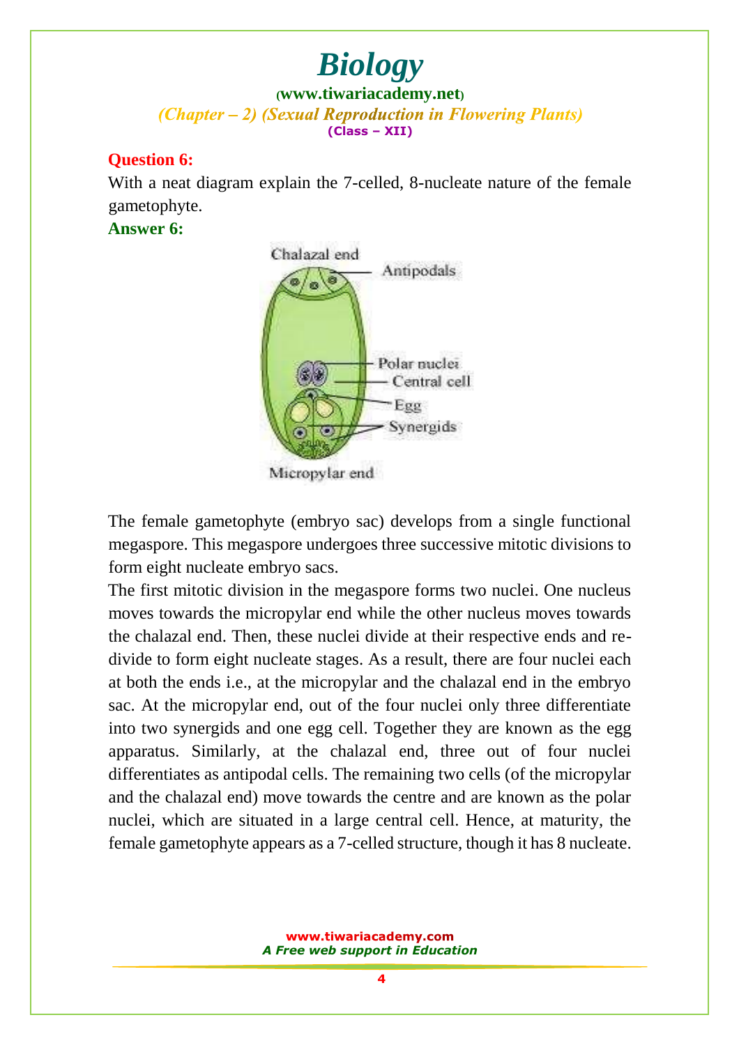**Question 6:**

With a neat diagram explain the 7-celled, 8-nucleate nature of the female gametophyte.

**Answer 6:**

The female gametophyte (embryo sac) develops from a single functional megaspore. This megaspore undergoes three successive mitotic divisions to form eight nucleate embryo sacs.

The first mitotic division in the megaspore forms two nuclei. One nucleus moves towards the micropylar end while the other nucleus moves towards the chalazal end. Then, these nuclei divide at their respective ends and re-divide to form eight nucleate stages. As a result, there are four nuclei each at both the ends i.e., at the micropylar and the chalazal end in the embryo sac. At the micropylar end, out of the four nuclei only three differentiate into two synergids and one egg cell. Together they are known as the egg apparatus. Similarly, at the chalazal end, three out of four nuclei differentiates as antipodal cells. The remaining two cells (of the micropylar and the chalazal end) move towards the centre and are known as the polar nuclei, which are situated in a large central cell. Hence, at maturity, the female gametophyte appears as a 7-celled structure, though it has 8 nucleate.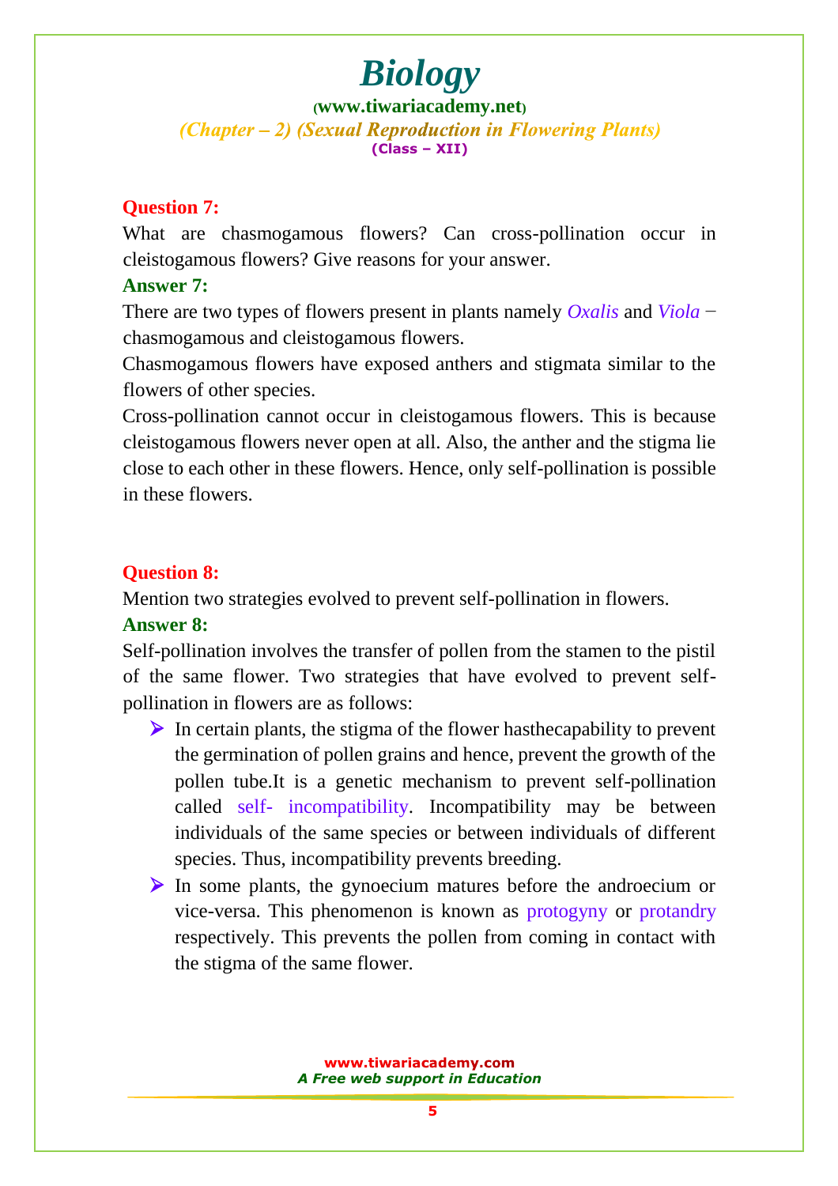**Question 7:**

What are chasmogamous flowers? Can cross-pollination occur in cleistogamous flowers? Give reasons for your answer.

**Answer 7:**

There are two types of flowers present in plants namely *Oxalis* and *Viola* − chasmogamous and cleistogamous flowers.

Chasmogamous flowers have exposed anthers and stigmata similar to the flowers of other species.

Cross-pollination cannot occur in cleistogamous flowers. This is because cleistogamous flowers never open at all. Also, the anther and the stigma lie close to each other in these flowers. Hence, only self-pollination is possible in these flowers.

**Question 8:**

Mention two strategies evolved to prevent self-pollination in flowers.

**Answer 8:**

Self-pollination involves the transfer of pollen from the stamen to the pistil of the same flower. Two strategies that have evolved to prevent self-pollination in flowers are as follows:

- In certain plants, the stigma of the flower hasthecapability to prevent the germination of pollen grains and hence, prevent the growth of the pollen tube.It is a genetic mechanism to prevent self-pollination called self- incompatibility. Incompatibility may be between individuals of the same species or between individuals of different species. Thus, incompatibility prevents breeding.
- In some plants, the gynoecium matures before the androecium or vice-versa. This phenomenon is known as protogyny or protandry respectively. This prevents the pollen from coming in contact with the stigma of the same flower.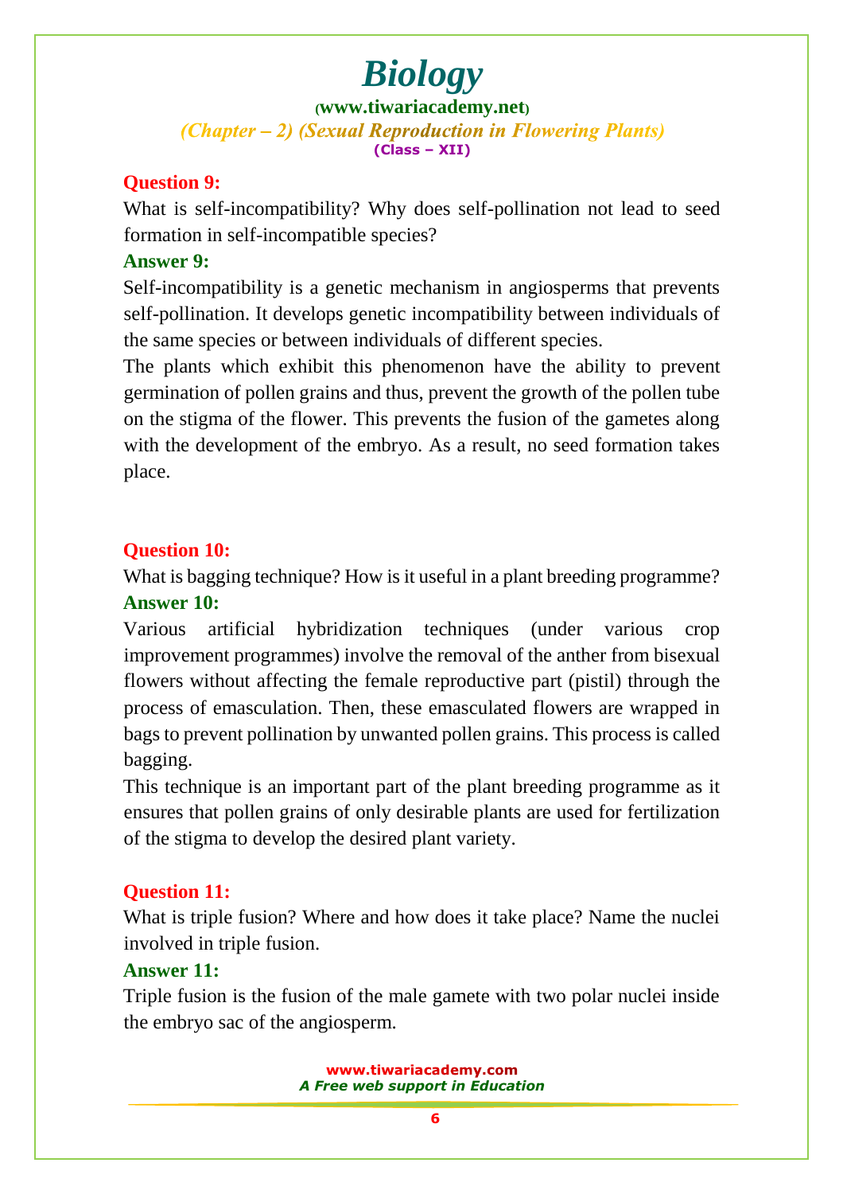**Question 9:**

What is self-incompatibility? Why does self-pollination not lead to seed formation in self-incompatible species?

**Answer 9:**

Self-incompatibility is a genetic mechanism in angiosperms that prevents self-pollination. It develops genetic incompatibility between individuals of the same species or between individuals of different species.

The plants which exhibit this phenomenon have the ability to prevent germination of pollen grains and thus, prevent the growth of the pollen tube on the stigma of the flower. This prevents the fusion of the gametes along with the development of the embryo. As a result, no seed formation takes place.

**Question 10:**

What is bagging technique? How is it useful in a plant breeding programme?

**Answer 10:**

Various artificial hybridization techniques (under various crop improvement programmes) involve the removal of the anther from bisexual flowers without affecting the female reproductive part (pistil) through the process of emasculation. Then, these emasculated flowers are wrapped in bags to prevent pollination by unwanted pollen grains. This process is called bagging.

This technique is an important part of the plant breeding programme as it ensures that pollen grains of only desirable plants are used for fertilization of the stigma to develop the desired plant variety.

**Question 11:**

What is triple fusion? Where and how does it take place? Name the nuclei involved in triple fusion.

**Answer 11:**

Triple fusion is the fusion of the male gamete with two polar nuclei inside the embryo sac of the angiosperm.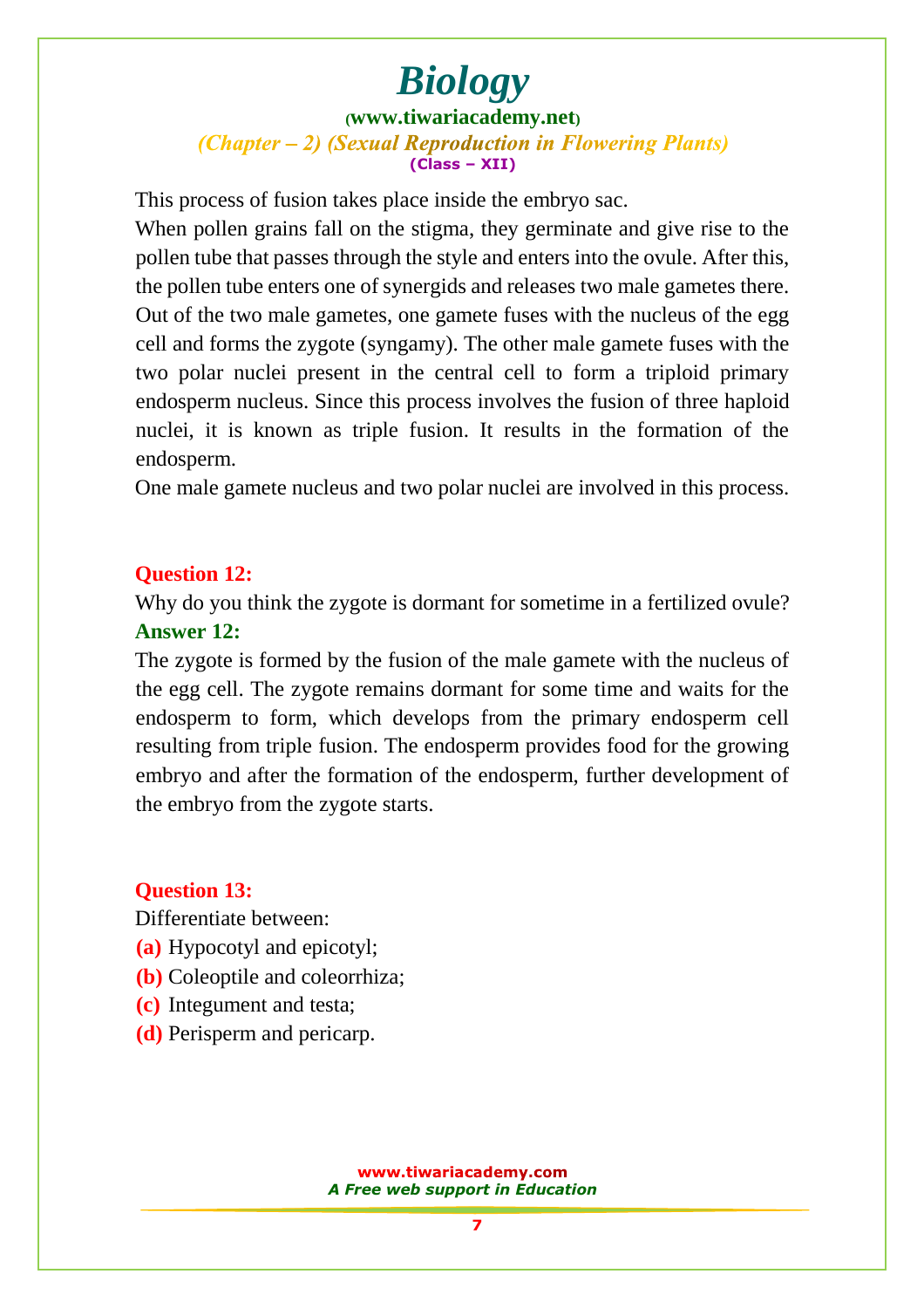This process of fusion takes place inside the embryo sac.

When pollen grains fall on the stigma, they germinate and give rise to the pollen tube that passes through the style and enters into the ovule. After this, the pollen tube enters one of synergids and releases two male gametes there. Out of the two male gametes, one gamete fuses with the nucleus of the egg cell and forms the zygote (syngamy). The other male gamete fuses with the two polar nuclei present in the central cell to form a triploid primary endosperm nucleus. Since this process involves the fusion of three haploid nuclei, it is known as triple fusion. It results in the formation of the endosperm.

One male gamete nucleus and two polar nuclei are involved in this process.

**Question 12:**

Why do you think the zygote is dormant for sometime in a fertilized ovule?

**Answer 12:**

The zygote is formed by the fusion of the male gamete with the nucleus of the egg cell. The zygote remains dormant for some time and waits for the endosperm to form, which develops from the primary endosperm cell resulting from triple fusion. The endosperm provides food for the growing embryo and after the formation of the endosperm, further development of the embryo from the zygote starts.

**Question 13:**

Differentiate between:

**(a)** Hypocotyl and epicotyl;

**(b)** Coleoptile and coleorrhiza;

**(c)** Integument and testa;

**(d)** Perisperm and pericarp.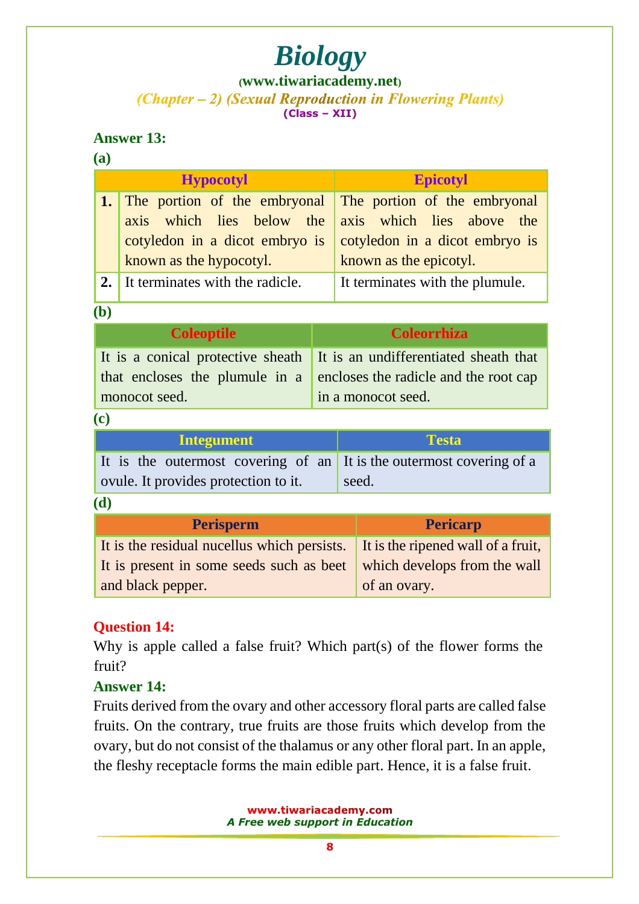**Answer 13:**

**(a)**

| | Hypocotyl | Epicotyl |
|---|---|---|
| **1.** | The portion of the embryonal axis which lies below the cotyledon in a dicot embryo is known as the hypocotyl. | The portion of the embryonal axis which lies above the cotyledon in a dicot embryo is known as the epicotyl. |
| **2.** | It terminates with the radicle. | It terminates with the plumule. |

**(b)**

| Coleoptile | Coleorrhiza |
|---|---|
| It is a conical protective sheath that encloses the plumule in a monocot seed. | It is an undifferentiated sheath that encloses the radicle and the root cap in a monocot seed. |

**(c)**

| Integument | Testa |
|---|---|
| It is the outermost covering of an ovule. It provides protection to it. | It is the outermost covering of a seed. |

**(d)**

| Perisperm | Pericarp |
|---|---|
| It is the residual nucellus which persists. It is present in some seeds such as beet and black pepper. | It is the ripened wall of a fruit, which develops from the wall of an ovary. |

**Question 14:**

Why is apple called a false fruit? Which part(s) of the flower forms the fruit?

**Answer 14:**

Fruits derived from the ovary and other accessory floral parts are called false fruits. On the contrary, true fruits are those fruits which develop from the ovary, but do not consist of the thalamus or any other floral part. In an apple, the fleshy receptacle forms the main edible part. Hence, it is a false fruit.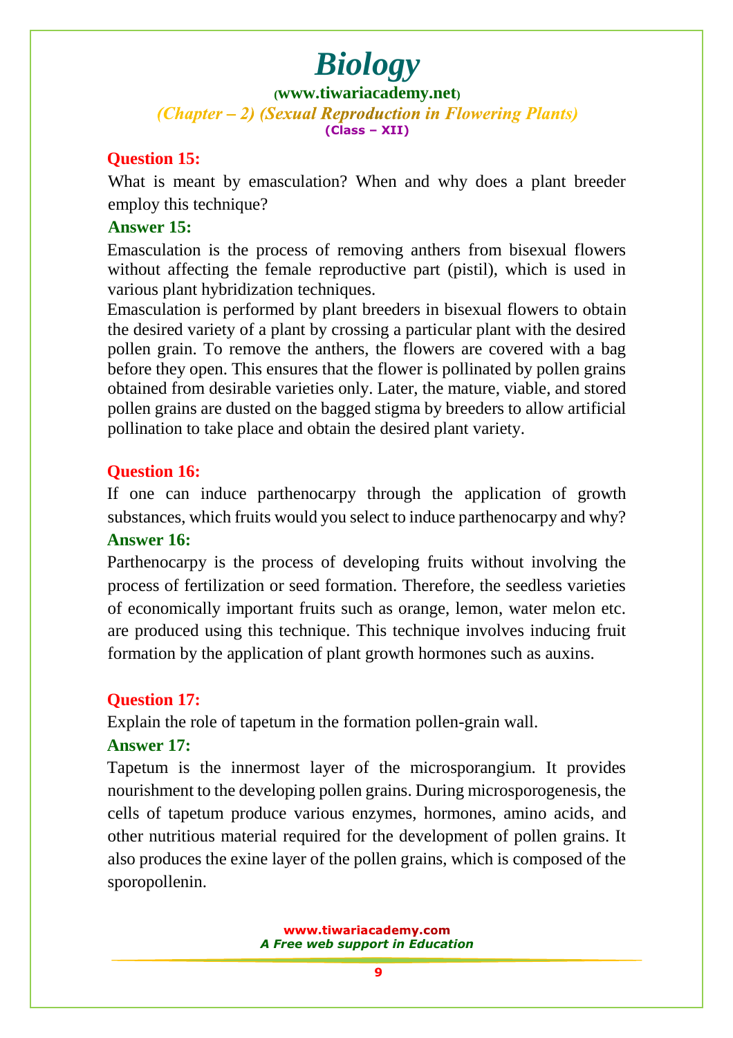**Question 15:**

What is meant by emasculation? When and why does a plant breeder employ this technique?

**Answer 15:**

Emasculation is the process of removing anthers from bisexual flowers without affecting the female reproductive part (pistil), which is used in various plant hybridization techniques.

Emasculation is performed by plant breeders in bisexual flowers to obtain the desired variety of a plant by crossing a particular plant with the desired pollen grain. To remove the anthers, the flowers are covered with a bag before they open. This ensures that the flower is pollinated by pollen grains obtained from desirable varieties only. Later, the mature, viable, and stored pollen grains are dusted on the bagged stigma by breeders to allow artificial pollination to take place and obtain the desired plant variety.

**Question 16:**

If one can induce parthenocarpy through the application of growth substances, which fruits would you select to induce parthenocarpy and why?

**Answer 16:**

Parthenocarpy is the process of developing fruits without involving the process of fertilization or seed formation. Therefore, the seedless varieties of economically important fruits such as orange, lemon, water melon etc. are produced using this technique. This technique involves inducing fruit formation by the application of plant growth hormones such as auxins.

**Question 17:**

Explain the role of tapetum in the formation pollen-grain wall.

**Answer 17:**

Tapetum is the innermost layer of the microsporangium. It provides nourishment to the developing pollen grains. During microsporogenesis, the cells of tapetum produce various enzymes, hormones, amino acids, and other nutritious material required for the development of pollen grains. It also produces the exine layer of the pollen grains, which is composed of the sporopollenin.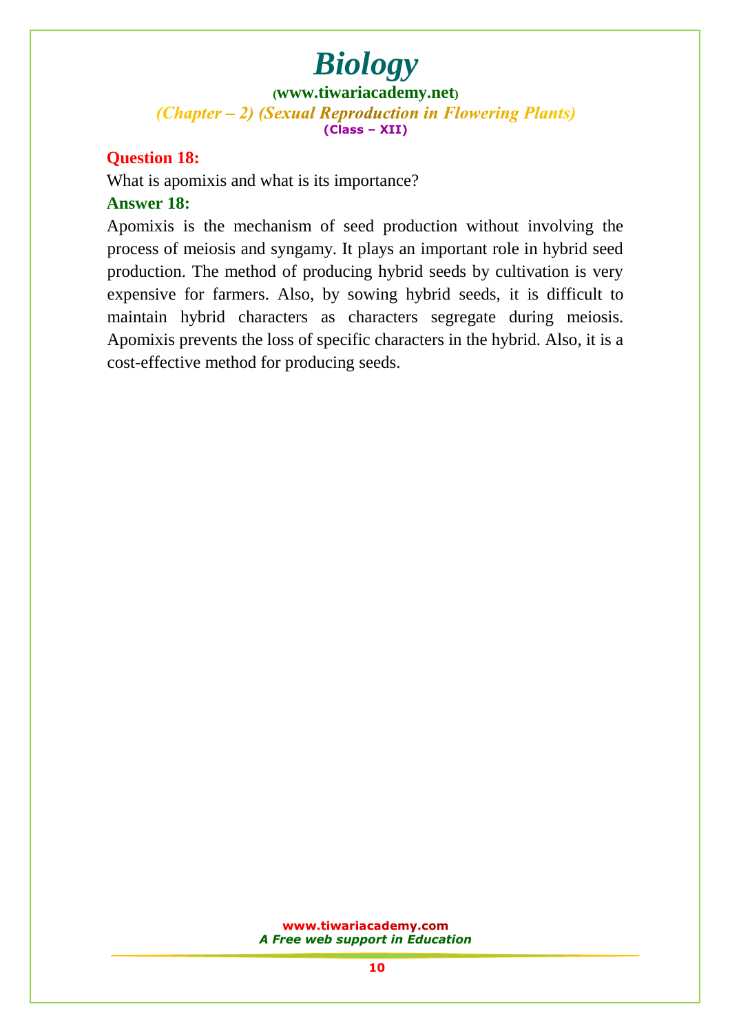**Question 18:**

What is apomixis and what is its importance?

**Answer 18:**

Apomixis is the mechanism of seed production without involving the process of meiosis and syngamy. It plays an important role in hybrid seed production. The method of producing hybrid seeds by cultivation is very expensive for farmers. Also, by sowing hybrid seeds, it is difficult to maintain hybrid characters as characters segregate during meiosis. Apomixis prevents the loss of specific characters in the hybrid. Also, it is a cost-effective method for producing seeds.